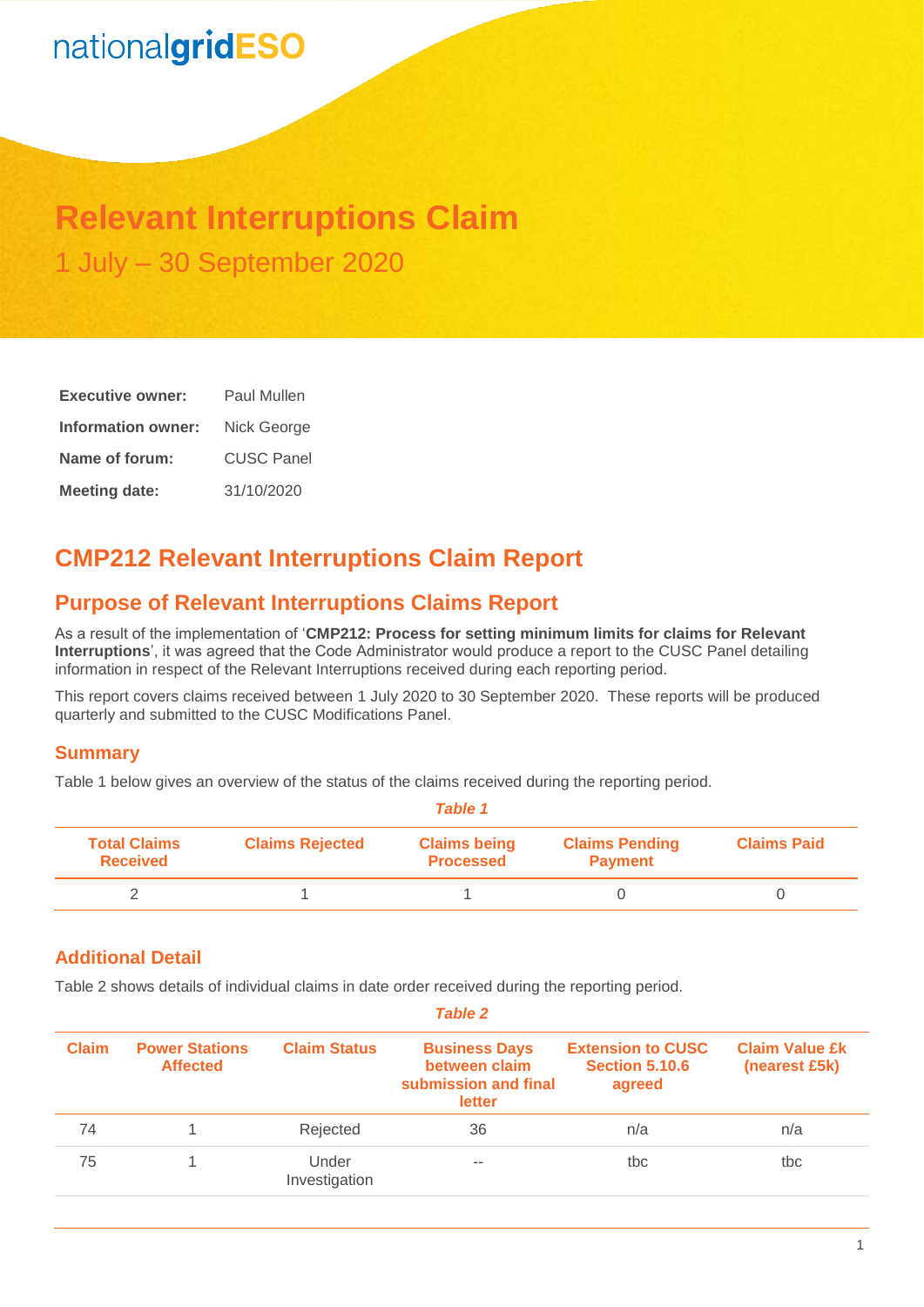nationalgridESO

# Relevant Interruptions Claim

1 July – 30 September 2020

| | |
|---|---|
| **Executive owner:** | Paul Mullen |
| **Information owner:** | Nick George |
| **Name of forum:** | CUSC Panel |
| **Meeting date:** | 31/10/2020 |

## CMP212 Relevant Interruptions Claim Report

## Purpose of Relevant Interruptions Claims Report

As a result of the implementation of '**CMP212: Process for setting minimum limits for claims for Relevant Interruptions**', it was agreed that the Code Administrator would produce a report to the CUSC Panel detailing information in respect of the Relevant Interruptions received during each reporting period.

This report covers claims received between 1 July 2020 to 30 September 2020. These reports will be produced quarterly and submitted to the CUSC Modifications Panel.

### Summary

Table 1 below gives an overview of the status of the claims received during the reporting period.

*Table 1*

| Total Claims Received | Claims Rejected | Claims being Processed | Claims Pending Payment | Claims Paid |
|---|---|---|---|---|
| 2 | 1 | 1 | 0 | 0 |

### Additional Detail

Table 2 shows details of individual claims in date order received during the reporting period.

*Table 2*

| Claim | Power Stations Affected | Claim Status | Business Days between claim submission and final letter | Extension to CUSC Section 5.10.6 agreed | Claim Value £k (nearest £5k) |
|---|---|---|---|---|---|
| 74 | 1 | Rejected | 36 | n/a | n/a |
| 75 | 1 | Under Investigation | -- | tbc | tbc |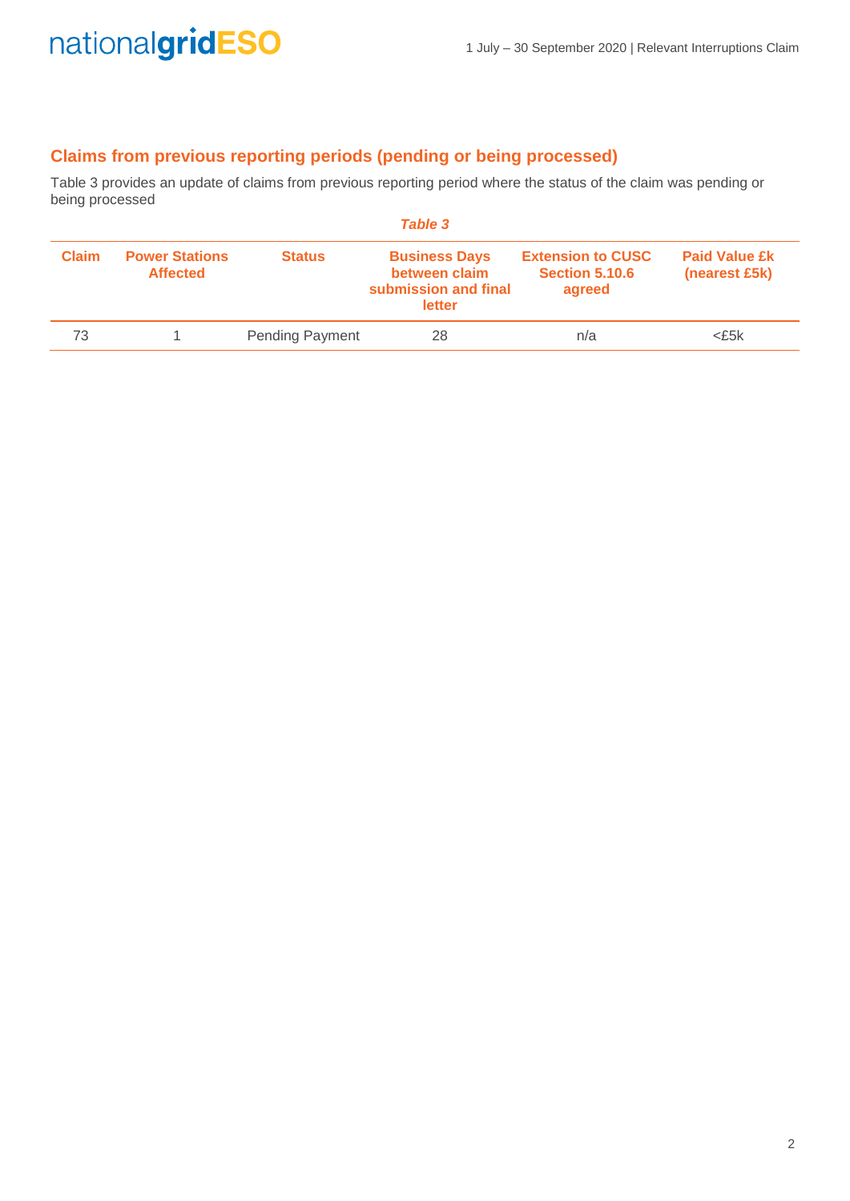## Claims from previous reporting periods (pending or being processed)

Table 3 provides an update of claims from previous reporting period where the status of the claim was pending or being processed

*Table 3*

| Claim | Power Stations Affected | Status | Business Days between claim submission and final letter | Extension to CUSC Section 5.10.6 agreed | Paid Value £k (nearest £5k) |
|---|---|---|---|---|---|
| 73 | 1 | Pending Payment | 28 | n/a | <£5k |